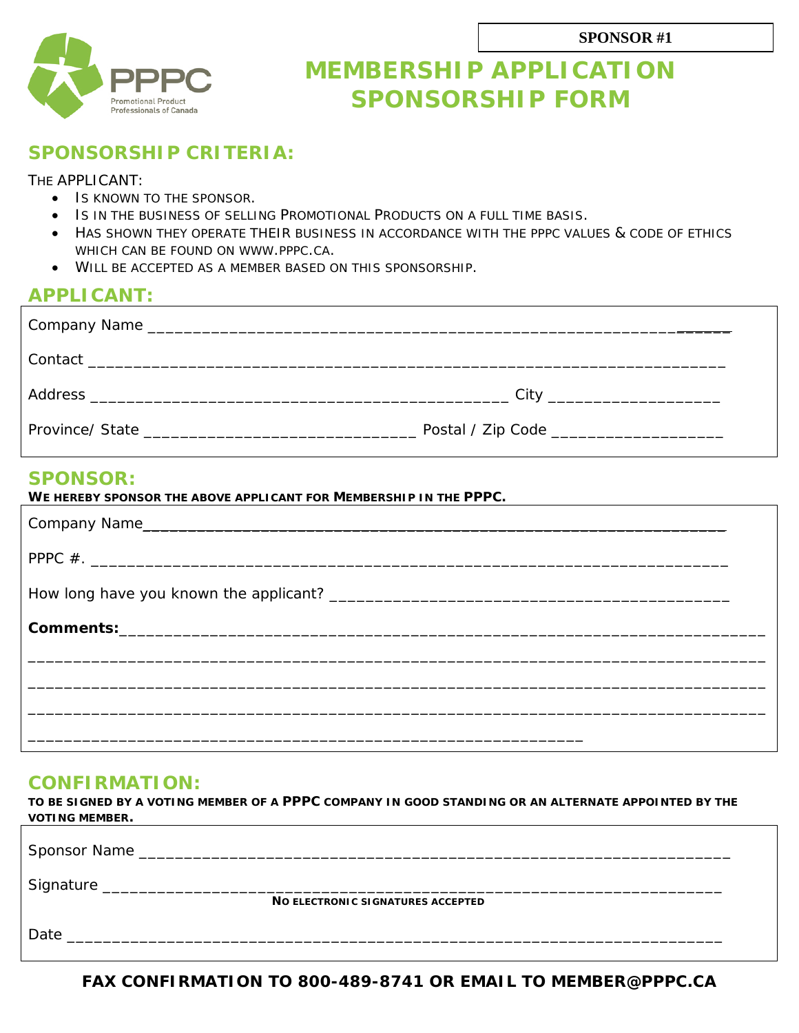**SPONSOR #1**

PPPC
Promotional Product Professionals of Canada

# MEMBERSHIP APPLICATION SPONSORSHIP FORM

## SPONSORSHIP CRITERIA:

THE APPLICANT:

- IS KNOWN TO THE SPONSOR.
- IS IN THE BUSINESS OF SELLING PROMOTIONAL PRODUCTS ON A FULL TIME BASIS.
- HAS SHOWN THEY OPERATE THEIR BUSINESS IN ACCORDANCE WITH THE PPPC VALUES & CODE OF ETHICS WHICH CAN BE FOUND ON WWW.PPPC.CA.
- WILL BE ACCEPTED AS A MEMBER BASED ON THIS SPONSORSHIP.

## APPLICANT:

Company Name ______________________________________________________________________

Contact ___________________________________________________________________________

Address _______________________________________________ City ___________________

Province/ State ______________________________ Postal / Zip Code ___________________

## SPONSOR:

**WE HEREBY SPONSOR THE ABOVE APPLICANT FOR MEMBERSHIP IN THE PPPC.**

Company Name______________________________________________________________________

PPPC #. __________________________________________________________________________

How long have you known the applicant? ____________________________________________

**Comments:**_______________________________________________________________________

__________________________________________________________________________________

__________________________________________________________________________________

__________________________________________________________________________________

______________________________________________________________

## CONFIRMATION:

**TO BE SIGNED BY A VOTING MEMBER OF A PPPC COMPANY IN GOOD STANDING OR AN ALTERNATE APPOINTED BY THE VOTING MEMBER.**

Sponsor Name ______________________________________________________________________

Signature _________________________________________________________________________

**NO ELECTRONIC SIGNATURES ACCEPTED**

Date _____________________________________________________________________________

**FAX CONFIRMATION TO 800-489-8741 OR EMAIL TO MEMBER@PPPC.CA**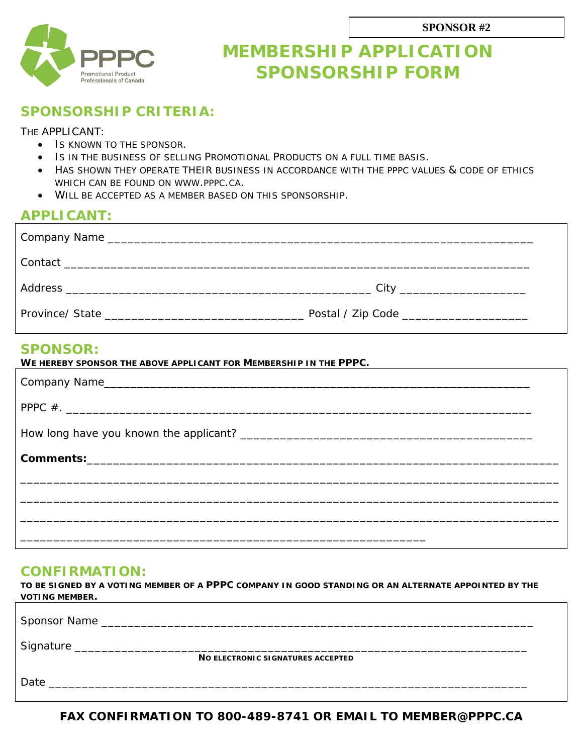**SPONSOR #2**

PPPC
Promotional Product Professionals of Canada

# MEMBERSHIP APPLICATION SPONSORSHIP FORM

## SPONSORSHIP CRITERIA:

THE APPLICANT:

- IS KNOWN TO THE SPONSOR.
- IS IN THE BUSINESS OF SELLING PROMOTIONAL PRODUCTS ON A FULL TIME BASIS.
- HAS SHOWN THEY OPERATE THEIR BUSINESS IN ACCORDANCE WITH THE PPPC VALUES & CODE OF ETHICS WHICH CAN BE FOUND ON WWW.PPPC.CA.
- WILL BE ACCEPTED AS A MEMBER BASED ON THIS SPONSORSHIP.

## APPLICANT:

Company Name ____________________________________________________________________

Contact ________________________________________________________________________

Address _______________________________________________ City ___________________

Province/ State ______________________________ Postal / Zip Code ___________________

## SPONSOR:

**WE HEREBY SPONSOR THE ABOVE APPLICANT FOR MEMBERSHIP IN THE PPPC.**

Company Name___________________________________________________________________

PPPC #. _______________________________________________________________________

How long have you known the applicant? _____________________________________________

**Comments:**________________________________________________________________________

________________________________________________________________________________

________________________________________________________________________________

________________________________________________________________________________

______________________________________________________________

## CONFIRMATION:

**TO BE SIGNED BY A VOTING MEMBER OF A PPPC COMPANY IN GOOD STANDING OR AN ALTERNATE APPOINTED BY THE VOTING MEMBER.**

Sponsor Name ___________________________________________________________________

Signature _______________________________________________________________________

**NO ELECTRONIC SIGNATURES ACCEPTED**

Date __________________________________________________________________________

**FAX CONFIRMATION TO 800-489-8741 OR EMAIL TO MEMBER@PPPC.CA**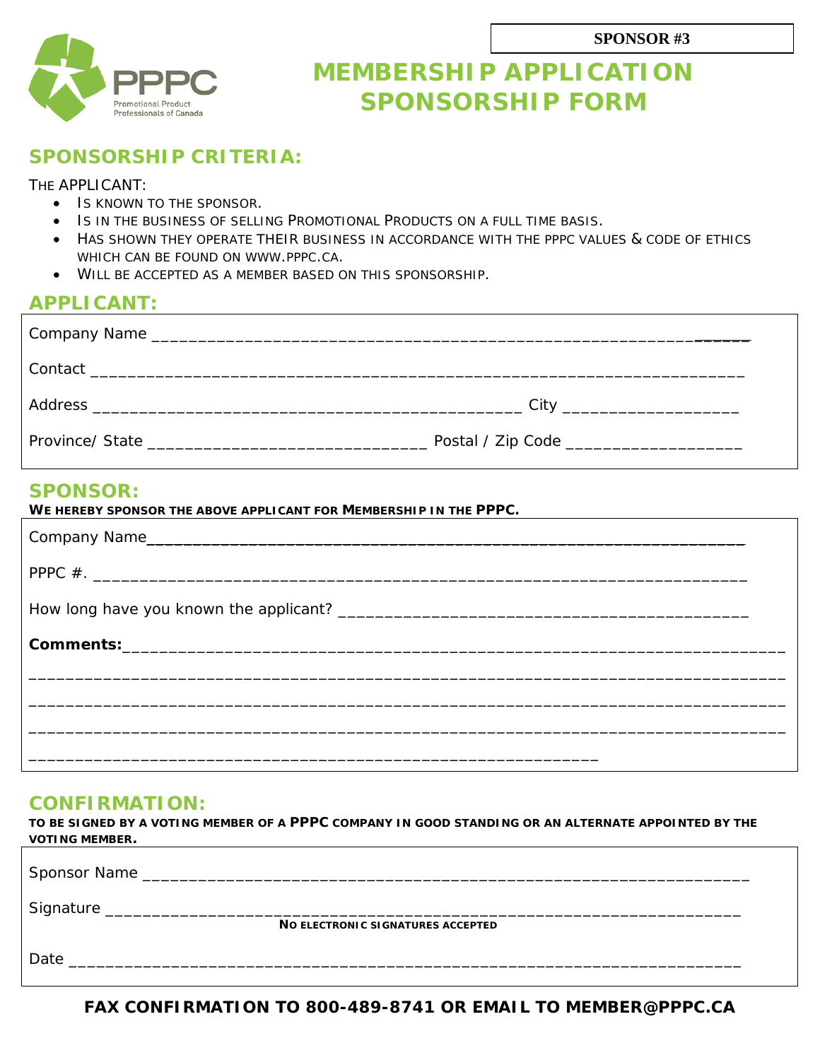**SPONSOR #3**

PPPC
Promotional Product Professionals of Canada

# MEMBERSHIP APPLICATION SPONSORSHIP FORM

## SPONSORSHIP CRITERIA:

THE APPLICANT:

- IS KNOWN TO THE SPONSOR.
- IS IN THE BUSINESS OF SELLING PROMOTIONAL PRODUCTS ON A FULL TIME BASIS.
- HAS SHOWN THEY OPERATE THEIR BUSINESS IN ACCORDANCE WITH THE PPPC VALUES & CODE OF ETHICS WHICH CAN BE FOUND ON WWW.PPPC.CA.
- WILL BE ACCEPTED AS A MEMBER BASED ON THIS SPONSORSHIP.

## APPLICANT:

Company Name ____________________________________________________________________

Contact ________________________________________________________________________

Address _______________________________________________ City ___________________

Province/ State ______________________________ Postal / Zip Code ___________________

## SPONSOR:

**WE HEREBY SPONSOR THE ABOVE APPLICANT FOR MEMBERSHIP IN THE PPPC.**

Company Name____________________________________________________________________

PPPC #. ________________________________________________________________________

How long have you known the applicant? ___________________________________________

**Comments:**_______________________________________________________________________

________________________________________________________________________________

________________________________________________________________________________

________________________________________________________________________________

_______________________________________________________________

## CONFIRMATION:

**TO BE SIGNED BY A VOTING MEMBER OF A PPPC COMPANY IN GOOD STANDING OR AN ALTERNATE APPOINTED BY THE VOTING MEMBER.**

Sponsor Name ____________________________________________________________________

Signature _______________________________________________________________________

**NO ELECTRONIC SIGNATURES ACCEPTED**

Date ___________________________________________________________________________

**FAX CONFIRMATION TO 800-489-8741 OR EMAIL TO MEMBER@PPPC.CA**